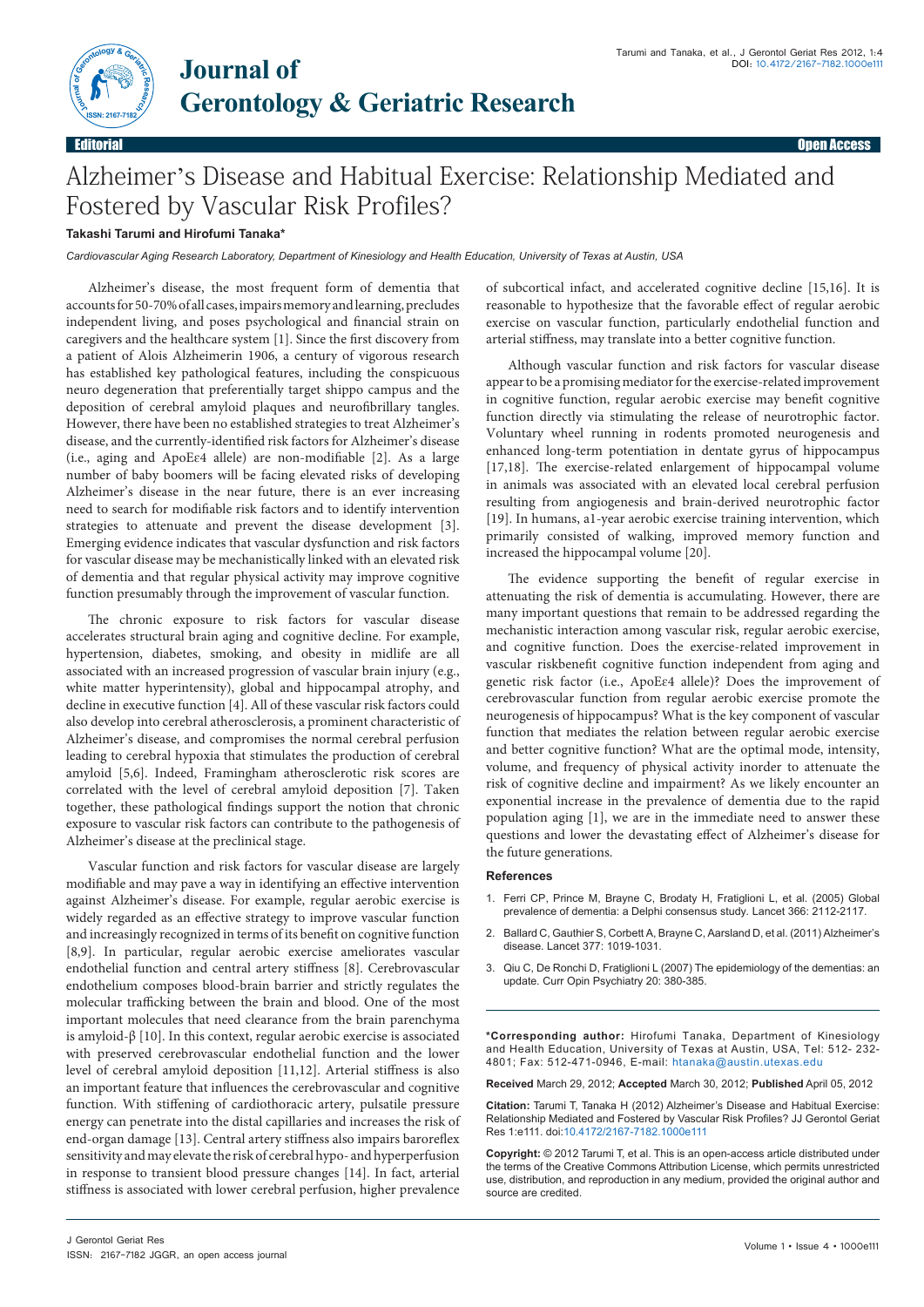Editorial | Open Access

# Alzheimer's Disease and Habitual Exercise: Relationship Mediated and Fostered by Vascular Risk Profiles?

**Takashi Tarumi and Hirofumi Tanaka***

*Cardiovascular Aging Research Laboratory, Department of Kinesiology and Health Education, University of Texas at Austin, USA*

Alzheimer's disease, the most frequent form of dementia that accounts for 50-70% of all cases, impairs memory and learning, precludes independent living, and poses psychological and financial strain on caregivers and the healthcare system [1]. Since the first discovery from a patient of Alois Alzheimerin 1906, a century of vigorous research has established key pathological features, including the conspicuous neuro degeneration that preferentially target shippo campus and the deposition of cerebral amyloid plaques and neurofibrillary tangles. However, there have been no established strategies to treat Alzheimer's disease, and the currently-identified risk factors for Alzheimer's disease (i.e., aging and ApoEε4 allele) are non-modifiable [2]. As a large number of baby boomers will be facing elevated risks of developing Alzheimer's disease in the near future, there is an ever increasing need to search for modifiable risk factors and to identify intervention strategies to attenuate and prevent the disease development [3]. Emerging evidence indicates that vascular dysfunction and risk factors for vascular disease may be mechanistically linked with an elevated risk of dementia and that regular physical activity may improve cognitive function presumably through the improvement of vascular function.

The chronic exposure to risk factors for vascular disease accelerates structural brain aging and cognitive decline. For example, hypertension, diabetes, smoking, and obesity in midlife are all associated with an increased progression of vascular brain injury (e.g., white matter hyperintensity), global and hippocampal atrophy, and decline in executive function [4]. All of these vascular risk factors could also develop into cerebral atherosclerosis, a prominent characteristic of Alzheimer's disease, and compromises the normal cerebral perfusion leading to cerebral hypoxia that stimulates the production of cerebral amyloid [5,6]. Indeed, Framingham atherosclerotic risk scores are correlated with the level of cerebral amyloid deposition [7]. Taken together, these pathological findings support the notion that chronic exposure to vascular risk factors can contribute to the pathogenesis of Alzheimer's disease at the preclinical stage.

Vascular function and risk factors for vascular disease are largely modifiable and may pave a way in identifying an effective intervention against Alzheimer's disease. For example, regular aerobic exercise is widely regarded as an effective strategy to improve vascular function and increasingly recognized in terms of its benefit on cognitive function [8,9]. In particular, regular aerobic exercise ameliorates vascular endothelial function and central artery stiffness [8]. Cerebrovascular endothelium composes blood-brain barrier and strictly regulates the molecular trafficking between the brain and blood. One of the most important molecules that need clearance from the brain parenchyma is amyloid-β [10]. In this context, regular aerobic exercise is associated with preserved cerebrovascular endothelial function and the lower level of cerebral amyloid deposition [11,12]. Arterial stiffness is also an important feature that influences the cerebrovascular and cognitive function. With stiffening of cardiothoracic artery, pulsatile pressure energy can penetrate into the distal capillaries and increases the risk of end-organ damage [13]. Central artery stiffness also impairs baroreflex sensitivity and may elevate the risk of cerebral hypo- and hyperperfusion in response to transient blood pressure changes [14]. In fact, arterial stiffness is associated with lower cerebral perfusion, higher prevalence of subcortical infact, and accelerated cognitive decline [15,16]. It is reasonable to hypothesize that the favorable effect of regular aerobic exercise on vascular function, particularly endothelial function and arterial stiffness, may translate into a better cognitive function.

Although vascular function and risk factors for vascular disease appear to be a promising mediator for the exercise-related improvement in cognitive function, regular aerobic exercise may benefit cognitive function directly via stimulating the release of neurotrophic factor. Voluntary wheel running in rodents promoted neurogenesis and enhanced long-term potentiation in dentate gyrus of hippocampus [17,18]. The exercise-related enlargement of hippocampal volume in animals was associated with an elevated local cerebral perfusion resulting from angiogenesis and brain-derived neurotrophic factor [19]. In humans, a1-year aerobic exercise training intervention, which primarily consisted of walking, improved memory function and increased the hippocampal volume [20].

The evidence supporting the benefit of regular exercise in attenuating the risk of dementia is accumulating. However, there are many important questions that remain to be addressed regarding the mechanistic interaction among vascular risk, regular aerobic exercise, and cognitive function. Does the exercise-related improvement in vascular riskbenefit cognitive function independent from aging and genetic risk factor (i.e., ApoEε4 allele)? Does the improvement of cerebrovascular function from regular aerobic exercise promote the neurogenesis of hippocampus? What is the key component of vascular function that mediates the relation between regular aerobic exercise and better cognitive function? What are the optimal mode, intensity, volume, and frequency of physical activity inorder to attenuate the risk of cognitive decline and impairment? As we likely encounter an exponential increase in the prevalence of dementia due to the rapid population aging [1], we are in the immediate need to answer these questions and lower the devastating effect of Alzheimer's disease for the future generations.

## References

1. Ferri CP, Prince M, Brayne C, Brodaty H, Fratiglioni L, et al. (2005) Global prevalence of dementia: a Delphi consensus study. Lancet 366: 2112-2117.
2. Ballard C, Gauthier S, Corbett A, Brayne C, Aarsland D, et al. (2011) Alzheimer's disease. Lancet 377: 1019-1031.
3. Qiu C, De Ronchi D, Fratiglioni L (2007) The epidemiology of the dementias: an update. Curr Opin Psychiatry 20: 380-385.

**\*Corresponding author:** Hirofumi Tanaka, Department of Kinesiology and Health Education, University of Texas at Austin, USA, Tel: 512- 232-4801; Fax: 512-471-0946, E-mail: htanaka@austin.utexas.edu

**Received** March 29, 2012; **Accepted** March 30, 2012; **Published** April 05, 2012

**Citation:** Tarumi T, Tanaka H (2012) Alzheimer's Disease and Habitual Exercise: Relationship Mediated and Fostered by Vascular Risk Profiles? JJ Gerontol Geriat Res 1:e111. doi:10.4172/2167-7182.1000e111

**Copyright:** © 2012 Tarumi T, et al. This is an open-access article distributed under the terms of the Creative Commons Attribution License, which permits unrestricted use, distribution, and reproduction in any medium, provided the original author and source are credited.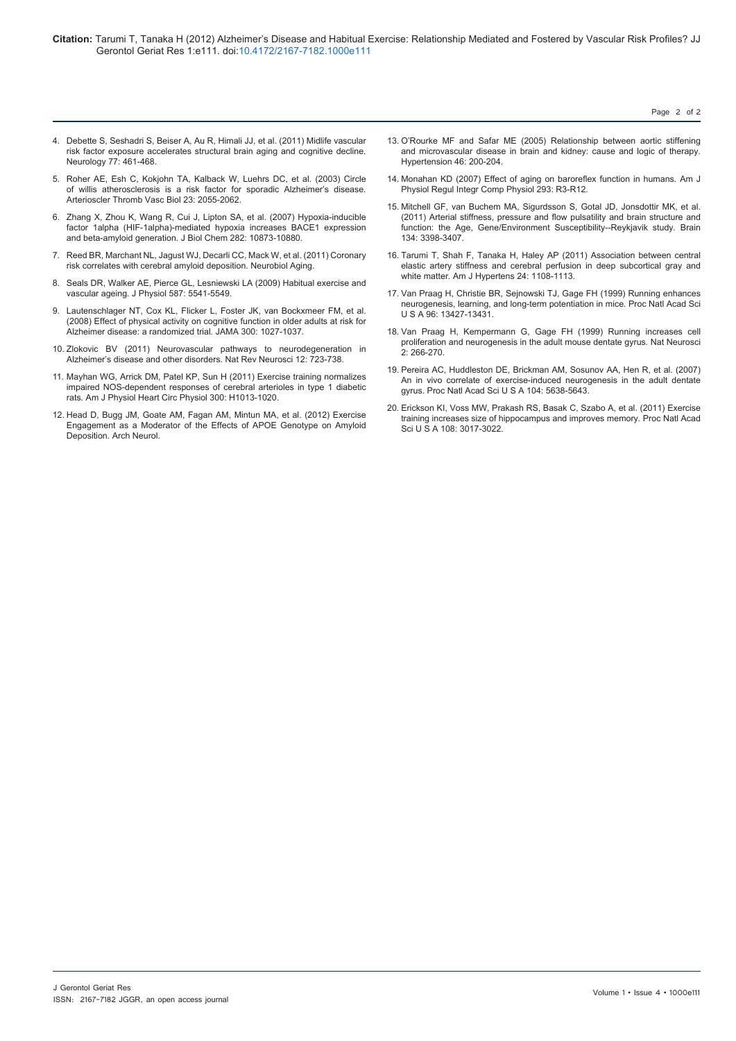4. Debette S, Seshadri S, Beiser A, Au R, Himali JJ, et al. (2011) Midlife vascular risk factor exposure accelerates structural brain aging and cognitive decline. Neurology 77: 461-468.
5. Roher AE, Esh C, Kokjohn TA, Kalback W, Luehrs DC, et al. (2003) Circle of willis atherosclerosis is a risk factor for sporadic Alzheimer's disease. Arterioscler Thromb Vasc Biol 23: 2055-2062.
6. Zhang X, Zhou K, Wang R, Cui J, Lipton SA, et al. (2007) Hypoxia-inducible factor 1alpha (HIF-1alpha)-mediated hypoxia increases BACE1 expression and beta-amyloid generation. J Biol Chem 282: 10873-10880.
7. Reed BR, Marchant NL, Jagust WJ, Decarli CC, Mack W, et al. (2011) Coronary risk correlates with cerebral amyloid deposition. Neurobiol Aging.
8. Seals DR, Walker AE, Pierce GL, Lesniewski LA (2009) Habitual exercise and vascular ageing. J Physiol 587: 5541-5549.
9. Lautenschlager NT, Cox KL, Flicker L, Foster JK, van Bockxmeer FM, et al. (2008) Effect of physical activity on cognitive function in older adults at risk for Alzheimer disease: a randomized trial. JAMA 300: 1027-1037.
10. Zlokovic BV (2011) Neurovascular pathways to neurodegeneration in Alzheimer's disease and other disorders. Nat Rev Neurosci 12: 723-738.
11. Mayhan WG, Arrick DM, Patel KP, Sun H (2011) Exercise training normalizes impaired NOS-dependent responses of cerebral arterioles in type 1 diabetic rats. Am J Physiol Heart Circ Physiol 300: H1013-1020.
12. Head D, Bugg JM, Goate AM, Fagan AM, Mintun MA, et al. (2012) Exercise Engagement as a Moderator of the Effects of APOE Genotype on Amyloid Deposition. Arch Neurol.
13. O'Rourke MF and Safar ME (2005) Relationship between aortic stiffening and microvascular disease in brain and kidney: cause and logic of therapy. Hypertension 46: 200-204.
14. Monahan KD (2007) Effect of aging on baroreflex function in humans. Am J Physiol Regul Integr Comp Physiol 293: R3-R12.
15. Mitchell GF, van Buchem MA, Sigurdsson S, Gotal JD, Jonsdottir MK, et al. (2011) Arterial stiffness, pressure and flow pulsatility and brain structure and function: the Age, Gene/Environment Susceptibility--Reykjavik study. Brain 134: 3398-3407.
16. Tarumi T, Shah F, Tanaka H, Haley AP (2011) Association between central elastic artery stiffness and cerebral perfusion in deep subcortical gray and white matter. Am J Hypertens 24: 1108-1113.
17. Van Praag H, Christie BR, Sejnowski TJ, Gage FH (1999) Running enhances neurogenesis, learning, and long-term potentiation in mice. Proc Natl Acad Sci U S A 96: 13427-13431.
18. Van Praag H, Kempermann G, Gage FH (1999) Running increases cell proliferation and neurogenesis in the adult mouse dentate gyrus. Nat Neurosci 2: 266-270.
19. Pereira AC, Huddleston DE, Brickman AM, Sosunov AA, Hen R, et al. (2007) An in vivo correlate of exercise-induced neurogenesis in the adult dentate gyrus. Proc Natl Acad Sci U S A 104: 5638-5643.
20. Erickson KI, Voss MW, Prakash RS, Basak C, Szabo A, et al. (2011) Exercise training increases size of hippocampus and improves memory. Proc Natl Acad Sci U S A 108: 3017-3022.